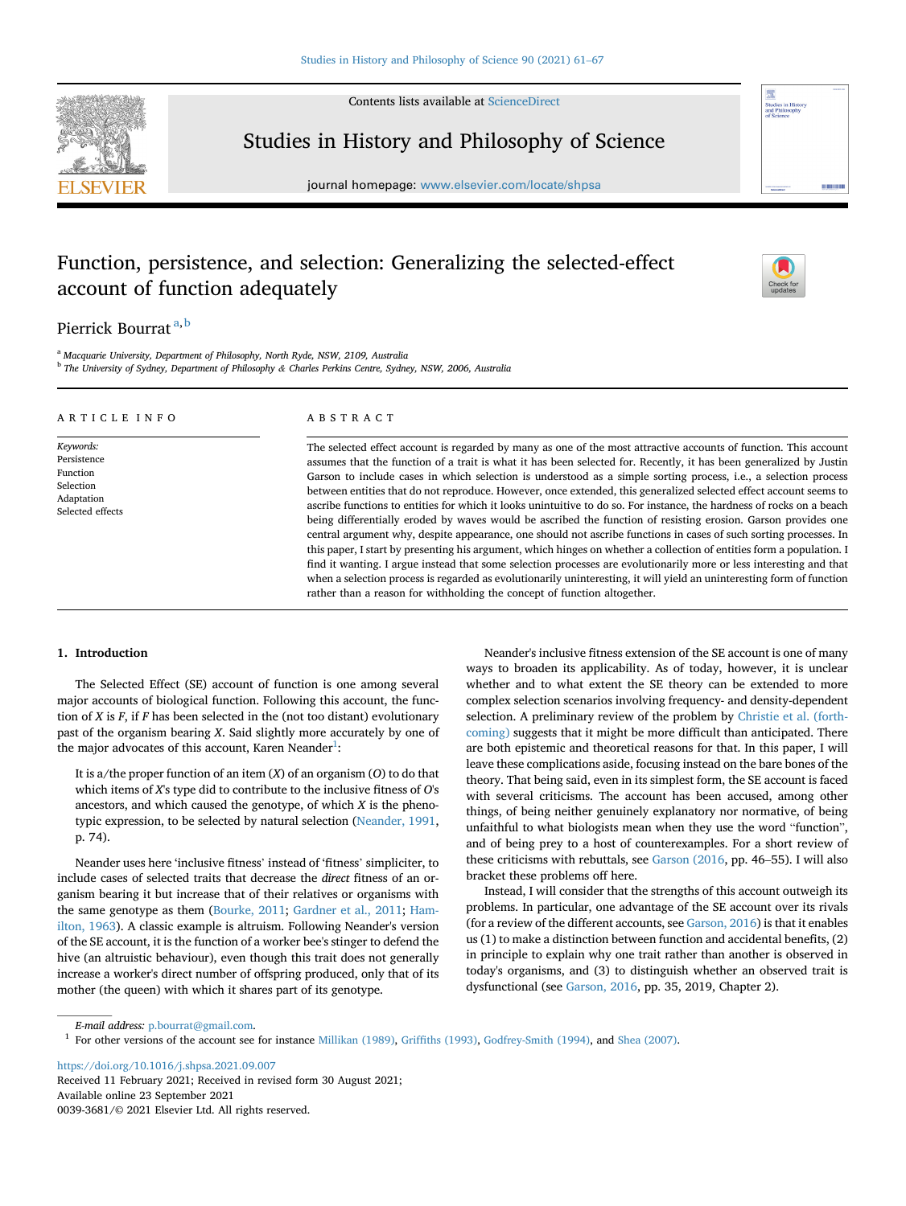# Function, persistence, and selection: Generalizing the selected-effect account of function adequately

Pierrick Bourrat [a,b]

[a] Macquarie University, Department of Philosophy, North Ryde, NSW, 2109, Australia
[b] The University of Sydney, Department of Philosophy & Charles Perkins Centre, Sydney, NSW, 2006, Australia

## ARTICLE INFO

*Keywords:*
Persistence
Function
Selection
Adaptation
Selected effects

## ABSTRACT

The selected effect account is regarded by many as one of the most attractive accounts of function. This account assumes that the function of a trait is what it has been selected for. Recently, it has been generalized by Justin Garson to include cases in which selection is understood as a simple sorting process, i.e., a selection process between entities that do not reproduce. However, once extended, this generalized selected effect account seems to ascribe functions to entities for which it looks unintuitive to do so. For instance, the hardness of rocks on a beach being differentially eroded by waves would be ascribed the function of resisting erosion. Garson provides one central argument why, despite appearance, one should not ascribe functions in cases of such sorting processes. In this paper, I start by presenting his argument, which hinges on whether a collection of entities form a population. I find it wanting. I argue instead that some selection processes are evolutionarily more or less interesting and that when a selection process is regarded as evolutionarily uninteresting, it will yield an uninteresting form of function rather than a reason for withholding the concept of function altogether.

## 1. Introduction

The Selected Effect (SE) account of function is one among several major accounts of biological function. Following this account, the function of *X* is *F*, if *F* has been selected in the (not too distant) evolutionary past of the organism bearing *X*. Said slightly more accurately by one of the major advocates of this account, Karen Neander[1]:

> It is a/the proper function of an item (*X*) of an organism (*O*) to do that which items of *X*'s type did to contribute to the inclusive fitness of *O*'s ancestors, and which caused the genotype, of which *X* is the phenotypic expression, to be selected by natural selection (Neander, 1991, p. 74).

Neander uses here 'inclusive fitness' instead of 'fitness' simpliciter, to include cases of selected traits that decrease the *direct* fitness of an organism bearing it but increase that of their relatives or organisms with the same genotype as them (Bourke, 2011; Gardner et al., 2011; Hamilton, 1963). A classic example is altruism. Following Neander's version of the SE account, it is the function of a worker bee's stinger to defend the hive (an altruistic behaviour), even though this trait does not generally increase a worker's direct number of offspring produced, only that of its mother (the queen) with which it shares part of its genotype.

Neander's inclusive fitness extension of the SE account is one of many ways to broaden its applicability. As of today, however, it is unclear whether and to what extent the SE theory can be extended to more complex selection scenarios involving frequency- and density-dependent selection. A preliminary review of the problem by Christie et al. (forthcoming) suggests that it might be more difficult than anticipated. There are both epistemic and theoretical reasons for that. In this paper, I will leave these complications aside, focusing instead on the bare bones of the theory. That being said, even in its simplest form, the SE account is faced with several criticisms. The account has been accused, among other things, of being neither genuinely explanatory nor normative, of being unfaithful to what biologists mean when they use the word "function", and of being prey to a host of counterexamples. For a short review of these criticisms with rebuttals, see Garson (2016, pp. 46–55). I will also bracket these problems off here.

Instead, I will consider that the strengths of this account outweigh its problems. In particular, one advantage of the SE account over its rivals (for a review of the different accounts, see Garson, 2016) is that it enables us (1) to make a distinction between function and accidental benefits, (2) in principle to explain why one trait rather than another is observed in today's organisms, and (3) to distinguish whether an observed trait is dysfunctional (see Garson, 2016, pp. 35, 2019, Chapter 2).

E-mail address: p.bourrat@gmail.com.

[1] For other versions of the account see for instance Millikan (1989), Griffiths (1993), Godfrey-Smith (1994), and Shea (2007).

https://doi.org/10.1016/j.shpsa.2021.09.007
Received 11 February 2021; Received in revised form 30 August 2021;
Available online 23 September 2021
0039-3681/© 2021 Elsevier Ltd. All rights reserved.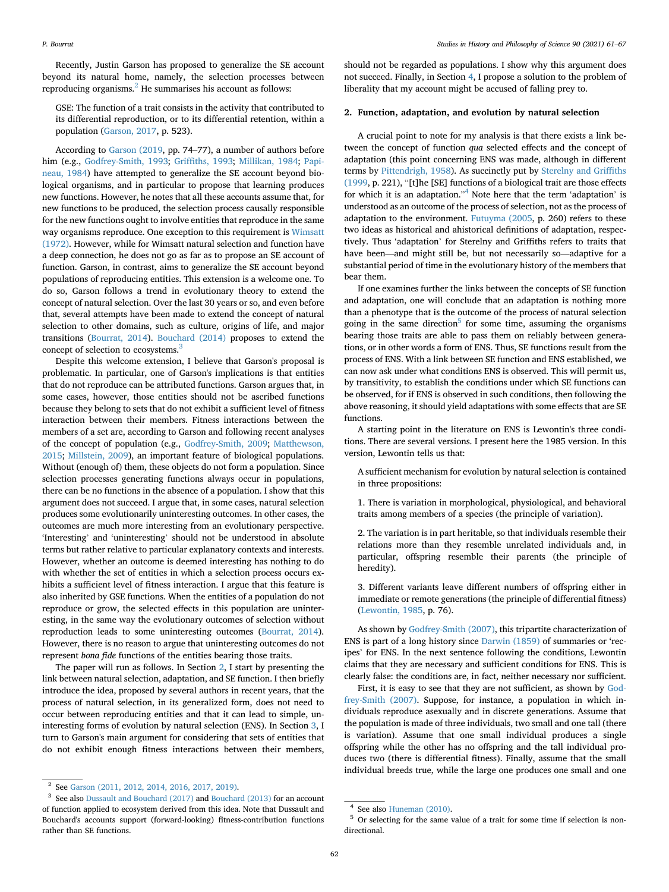Recently, Justin Garson has proposed to generalize the SE account beyond its natural home, namely, the selection processes between reproducing organisms.[2] He summarises his account as follows:

> GSE: The function of a trait consists in the activity that contributed to its differential reproduction, or to its differential retention, within a population (Garson, 2017, p. 523).

According to Garson (2019, pp. 74–77), a number of authors before him (e.g., Godfrey-Smith, 1993; Griffiths, 1993; Millikan, 1984; Papineau, 1984) have attempted to generalize the SE account beyond biological organisms, and in particular to propose that learning produces new functions. However, he notes that all these accounts assume that, for new functions to be produced, the selection process causally responsible for the new functions ought to involve entities that reproduce in the same way organisms reproduce. One exception to this requirement is Wimsatt (1972). However, while for Wimsatt natural selection and function have a deep connection, he does not go as far as to propose an SE account of function. Garson, in contrast, aims to generalize the SE account beyond populations of reproducing entities. This extension is a welcome one. To do so, Garson follows a trend in evolutionary theory to extend the concept of natural selection. Over the last 30 years or so, and even before that, several attempts have been made to extend the concept of natural selection to other domains, such as culture, origins of life, and major transitions (Bourrat, 2014). Bouchard (2014) proposes to extend the concept of selection to ecosystems.[3]

Despite this welcome extension, I believe that Garson's proposal is problematic. In particular, one of Garson's implications is that entities that do not reproduce can be attributed functions. Garson argues that, in some cases, however, those entities should not be ascribed functions because they belong to sets that do not exhibit a sufficient level of fitness interaction between their members. Fitness interactions between the members of a set are, according to Garson and following recent analyses of the concept of population (e.g., Godfrey-Smith, 2009; Matthewson, 2015; Millstein, 2009), an important feature of biological populations. Without (enough of) them, these objects do not form a population. Since selection processes generating functions always occur in populations, there can be no functions in the absence of a population. I show that this argument does not succeed. I argue that, in some cases, natural selection produces some evolutionarily uninteresting outcomes. In other cases, the outcomes are much more interesting from an evolutionary perspective. 'Interesting' and 'uninteresting' should not be understood in absolute terms but rather relative to particular explanatory contexts and interests. However, whether an outcome is deemed interesting has nothing to do with whether the set of entities in which a selection process occurs exhibits a sufficient level of fitness interaction. I argue that this feature is also inherited by GSE functions. When the entities of a population do not reproduce or grow, the selected effects in this population are uninteresting, in the same way the evolutionary outcomes of selection without reproduction leads to some uninteresting outcomes (Bourrat, 2014). However, there is no reason to argue that uninteresting outcomes do not represent *bona fide* functions of the entities bearing those traits.

The paper will run as follows. In Section 2, I start by presenting the link between natural selection, adaptation, and SE function. I then briefly introduce the idea, proposed by several authors in recent years, that the process of natural selection, in its generalized form, does not need to occur between reproducing entities and that it can lead to simple, uninteresting forms of evolution by natural selection (ENS). In Section 3, I turn to Garson's main argument for considering that sets of entities that do not exhibit enough fitness interactions between their members, should not be regarded as populations. I show why this argument does not succeed. Finally, in Section 4, I propose a solution to the problem of liberality that my account might be accused of falling prey to.

## 2. Function, adaptation, and evolution by natural selection

A crucial point to note for my analysis is that there exists a link between the concept of function *qua* selected effects and the concept of adaptation (this point concerning ENS was made, although in different terms by Pittendrigh, 1958). As succinctly put by Sterelny and Griffiths (1999, p. 221), "[t]he [SE] functions of a biological trait are those effects for which it is an adaptation."[4] Note here that the term 'adaptation' is understood as an outcome of the process of selection, not as the process of adaptation to the environment. Futuyma (2005, p. 260) refers to these two ideas as historical and ahistorical definitions of adaptation, respectively. Thus 'adaptation' for Sterelny and Griffiths refers to traits that have been—and might still be, but not necessarily so—adaptive for a substantial period of time in the evolutionary history of the members that bear them.

If one examines further the links between the concepts of SE function and adaptation, one will conclude that an adaptation is nothing more than a phenotype that is the outcome of the process of natural selection going in the same direction[5] for some time, assuming the organisms bearing those traits are able to pass them on reliably between generations, or in other words a form of ENS. Thus, SE functions result from the process of ENS. With a link between SE function and ENS established, we can now ask under what conditions ENS is observed. This will permit us, by transitivity, to establish the conditions under which SE functions can be observed, for if ENS is observed in such conditions, then following the above reasoning, it should yield adaptations with some effects that are SE functions.

A starting point in the literature on ENS is Lewontin's three conditions. There are several versions. I present here the 1985 version. In this version, Lewontin tells us that:

> A sufficient mechanism for evolution by natural selection is contained in three propositions:
>
> 1. There is variation in morphological, physiological, and behavioral traits among members of a species (the principle of variation).
>
> 2. The variation is in part heritable, so that individuals resemble their relations more than they resemble unrelated individuals and, in particular, offspring resemble their parents (the principle of heredity).
>
> 3. Different variants leave different numbers of offspring either in immediate or remote generations (the principle of differential fitness) (Lewontin, 1985, p. 76).

As shown by Godfrey-Smith (2007), this tripartite characterization of ENS is part of a long history since Darwin (1859) of summaries or 'recipes' for ENS. In the next sentence following the conditions, Lewontin claims that they are necessary and sufficient conditions for ENS. This is clearly false: the conditions are, in fact, neither necessary nor sufficient.

First, it is easy to see that they are not sufficient, as shown by Godfrey-Smith (2007). Suppose, for instance, a population in which individuals reproduce asexually and in discrete generations. Assume that the population is made of three individuals, two small and one tall (there is variation). Assume that one small individual produces a single offspring while the other has no offspring and the tall individual produces two (there is differential fitness). Finally, assume that the small individual breeds true, while the large one produces one small and one

---

[2] See Garson (2011, 2012, 2014, 2016, 2017, 2019).

[3] See also Dussault and Bouchard (2017) and Bouchard (2013) for an account of function applied to ecosystem derived from this idea. Note that Dussault and Bouchard's accounts support (forward-looking) fitness-contribution functions rather than SE functions.

[4] See also Huneman (2010).

[5] Or selecting for the same value of a trait for some time if selection is non-directional.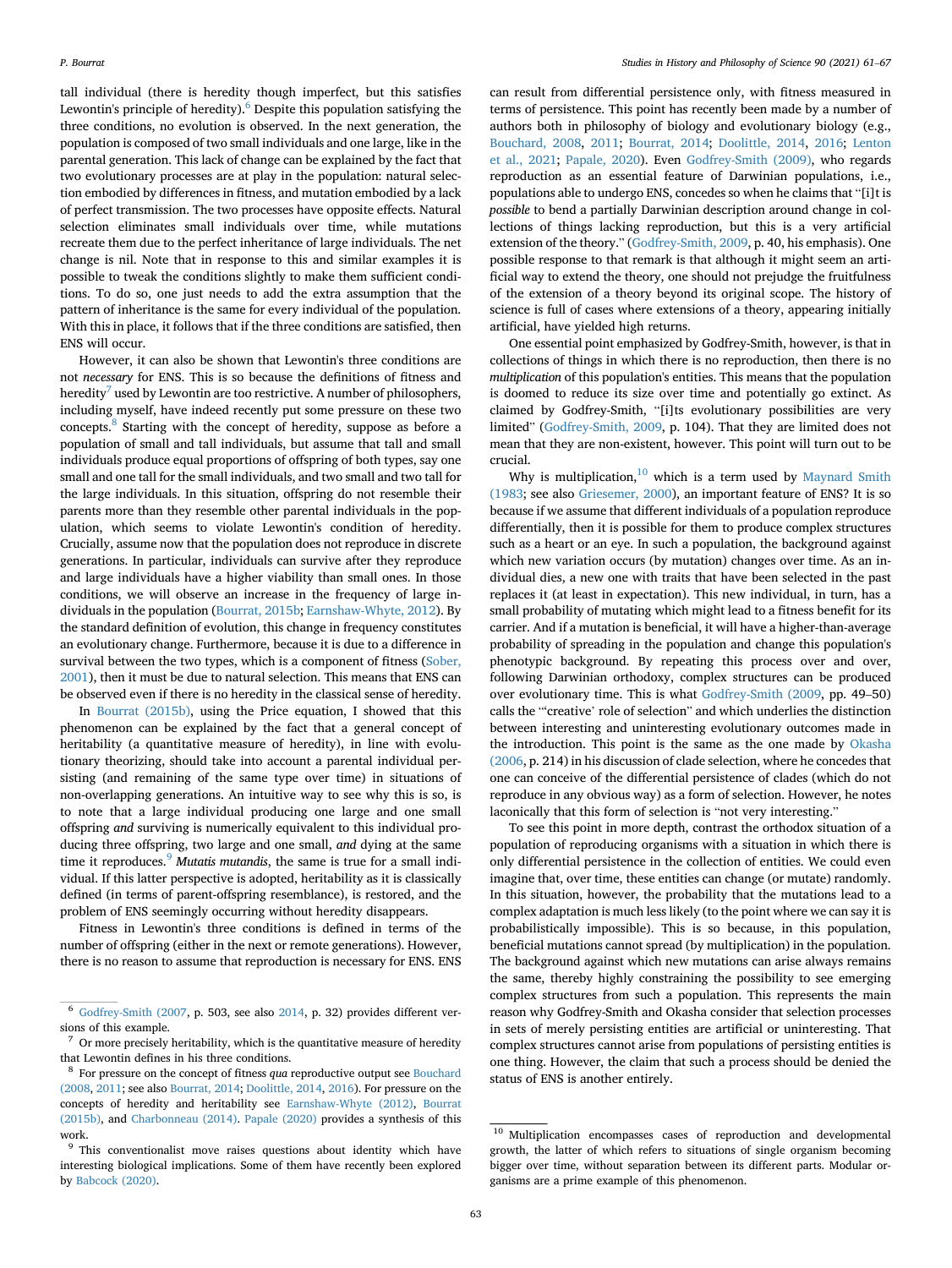tall individual (there is heredity though imperfect, but this satisfies Lewontin's principle of heredity).[6] Despite this population satisfying the three conditions, no evolution is observed. In the next generation, the population is composed of two small individuals and one large, like in the parental generation. This lack of change can be explained by the fact that two evolutionary processes are at play in the population: natural selection embodied by differences in fitness, and mutation embodied by a lack of perfect transmission. The two processes have opposite effects. Natural selection eliminates small individuals over time, while mutations recreate them due to the perfect inheritance of large individuals. The net change is nil. Note that in response to this and similar examples it is possible to tweak the conditions slightly to make them sufficient conditions. To do so, one just needs to add the extra assumption that the pattern of inheritance is the same for every individual of the population. With this in place, it follows that if the three conditions are satisfied, then ENS will occur.

However, it can also be shown that Lewontin's three conditions are not *necessary* for ENS. This is so because the definitions of fitness and heredity[7] used by Lewontin are too restrictive. A number of philosophers, including myself, have indeed recently put some pressure on these two concepts.[8] Starting with the concept of heredity, suppose as before a population of small and tall individuals, but assume that tall and small individuals produce equal proportions of offspring of both types, say one small and one tall for the small individuals, and two small and two tall for the large individuals. In this situation, offspring do not resemble their parents more than they resemble other parental individuals in the population, which seems to violate Lewontin's condition of heredity. Crucially, assume now that the population does not reproduce in discrete generations. In particular, individuals can survive after they reproduce and large individuals have a higher viability than small ones. In those conditions, we will observe an increase in the frequency of large individuals in the population (Bourrat, 2015b; Earnshaw-Whyte, 2012). By the standard definition of evolution, this change in frequency constitutes an evolutionary change. Furthermore, because it is due to a difference in survival between the two types, which is a component of fitness (Sober, 2001), then it must be due to natural selection. This means that ENS can be observed even if there is no heredity in the classical sense of heredity.

In Bourrat (2015b), using the Price equation, I showed that this phenomenon can be explained by the fact that a general concept of heritability (a quantitative measure of heredity), in line with evolutionary theorizing, should take into account a parental individual persisting (and remaining of the same type over time) in situations of non-overlapping generations. An intuitive way to see why this is so, is to note that a large individual producing one large and one small offspring *and* surviving is numerically equivalent to this individual producing three offspring, two large and one small, *and* dying at the same time it reproduces.[9] *Mutatis mutandis*, the same is true for a small individual. If this latter perspective is adopted, heritability as it is classically defined (in terms of parent-offspring resemblance), is restored, and the problem of ENS seemingly occurring without heredity disappears.

Fitness in Lewontin's three conditions is defined in terms of the number of offspring (either in the next or remote generations). However, there is no reason to assume that reproduction is necessary for ENS. ENS can result from differential persistence only, with fitness measured in terms of persistence. This point has recently been made by a number of authors both in philosophy of biology and evolutionary biology (e.g., Bouchard, 2008, 2011; Bourrat, 2014; Doolittle, 2014, 2016; Lenton et al., 2021; Papale, 2020). Even Godfrey-Smith (2009), who regards reproduction as an essential feature of Darwinian populations, i.e., populations able to undergo ENS, concedes so when he claims that "[i]t is *possible* to bend a partially Darwinian description around change in collections of things lacking reproduction, but this is a very artificial extension of the theory." (Godfrey-Smith, 2009, p. 40, his emphasis). One possible response to that remark is that although it might seem an artificial way to extend the theory, one should not prejudge the fruitfulness of the extension of a theory beyond its original scope. The history of science is full of cases where extensions of a theory, appearing initially artificial, have yielded high returns.

One essential point emphasized by Godfrey-Smith, however, is that in collections of things in which there is no reproduction, then there is no *multiplication* of this population's entities. This means that the population is doomed to reduce its size over time and potentially go extinct. As claimed by Godfrey-Smith, "[i]ts evolutionary possibilities are very limited" (Godfrey-Smith, 2009, p. 104). That they are limited does not mean that they are non-existent, however. This point will turn out to be crucial.

Why is multiplication,[10] which is a term used by Maynard Smith (1983; see also Griesemer, 2000), an important feature of ENS? It is so because if we assume that different individuals of a population reproduce differentially, then it is possible for them to produce complex structures such as a heart or an eye. In such a population, the background against which new variation occurs (by mutation) changes over time. As an individual dies, a new one with traits that have been selected in the past replaces it (at least in expectation). This new individual, in turn, has a small probability of mutating which might lead to a fitness benefit for its carrier. And if a mutation is beneficial, it will have a higher-than-average probability of spreading in the population and change this population's phenotypic background. By repeating this process over and over, following Darwinian orthodoxy, complex structures can be produced over evolutionary time. This is what Godfrey-Smith (2009, pp. 49–50) calls the "'creative' role of selection" and which underlies the distinction between interesting and uninteresting evolutionary outcomes made in the introduction. This point is the same as the one made by Okasha (2006, p. 214) in his discussion of clade selection, where he concedes that one can conceive of the differential persistence of clades (which do not reproduce in any obvious way) as a form of selection. However, he notes laconically that this form of selection is "not very interesting."

To see this point in more depth, contrast the orthodox situation of a population of reproducing organisms with a situation in which there is only differential persistence in the collection of entities. We could even imagine that, over time, these entities can change (or mutate) randomly. In this situation, however, the probability that the mutations lead to a complex adaptation is much less likely (to the point where we can say it is probabilistically impossible). This is so because, in this population, beneficial mutations cannot spread (by multiplication) in the population. The background against which new mutations can arise always remains the same, thereby highly constraining the possibility to see emerging complex structures from such a population. This represents the main reason why Godfrey-Smith and Okasha consider that selection processes in sets of merely persisting entities are artificial or uninteresting. That complex structures cannot arise from populations of persisting entities is one thing. However, the claim that such a process should be denied the status of ENS is another entirely.

---

[6] Godfrey-Smith (2007, p. 503, see also 2014, p. 32) provides different versions of this example.

[7] Or more precisely heritability, which is the quantitative measure of heredity that Lewontin defines in his three conditions.

[8] For pressure on the concept of fitness *qua* reproductive output see Bouchard (2008, 2011; see also Bourrat, 2014; Doolittle, 2014, 2016). For pressure on the concepts of heredity and heritability see Earnshaw-Whyte (2012), Bourrat (2015b), and Charbonneau (2014). Papale (2020) provides a synthesis of this work.

[9] This conventionalist move raises questions about identity which have interesting biological implications. Some of them have recently been explored by Babcock (2020).

[10] Multiplication encompasses cases of reproduction and developmental growth, the latter of which refers to situations of single organism becoming bigger over time, without separation between its different parts. Modular organisms are a prime example of this phenomenon.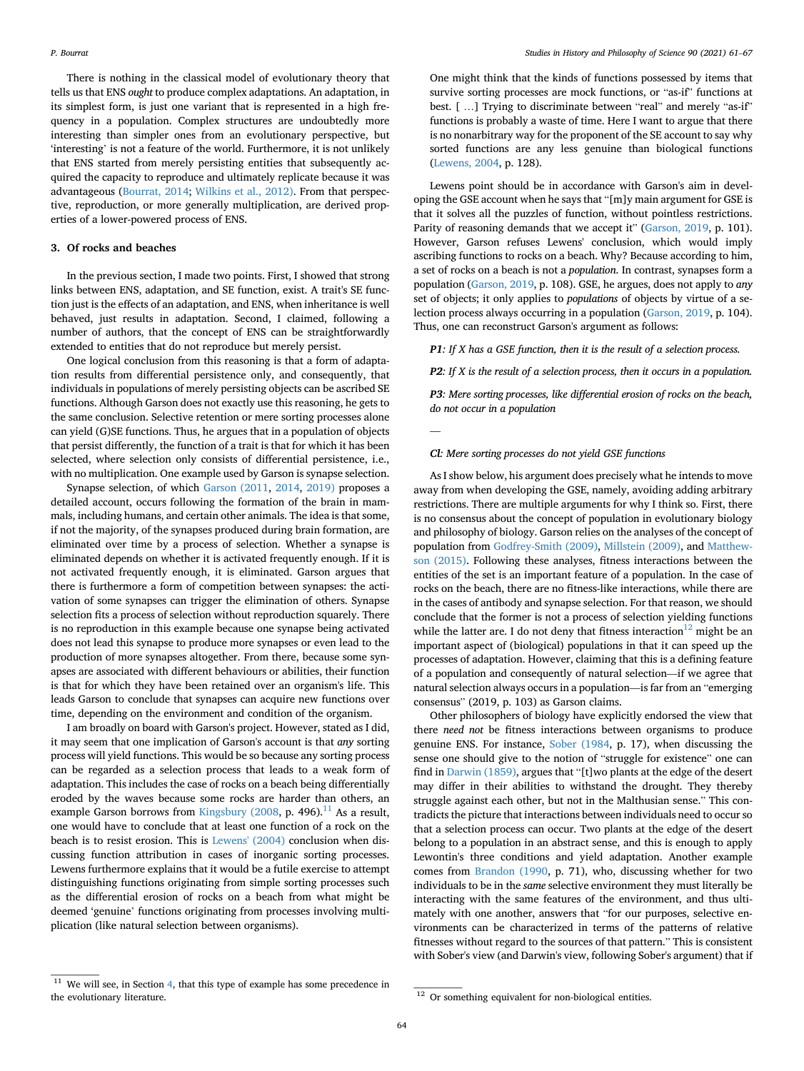There is nothing in the classical model of evolutionary theory that tells us that ENS *ought* to produce complex adaptations. An adaptation, in its simplest form, is just one variant that is represented in a high frequency in a population. Complex structures are undoubtedly more interesting than simpler ones from an evolutionary perspective, but 'interesting' is not a feature of the world. Furthermore, it is not unlikely that ENS started from merely persisting entities that subsequently acquired the capacity to reproduce and ultimately replicate because it was advantageous (Bourrat, 2014; Wilkins et al., 2012). From that perspective, reproduction, or more generally multiplication, are derived properties of a lower-powered process of ENS.

## 3. Of rocks and beaches

In the previous section, I made two points. First, I showed that strong links between ENS, adaptation, and SE function, exist. A trait's SE function just is the effects of an adaptation, and ENS, when inheritance is well behaved, just results in adaptation. Second, I claimed, following a number of authors, that the concept of ENS can be straightforwardly extended to entities that do not reproduce but merely persist.

One logical conclusion from this reasoning is that a form of adaptation results from differential persistence only, and consequently, that individuals in populations of merely persisting objects can be ascribed SE functions. Although Garson does not exactly use this reasoning, he gets to the same conclusion. Selective retention or mere sorting processes alone can yield (G)SE functions. Thus, he argues that in a population of objects that persist differently, the function of a trait is that for which it has been selected, where selection only consists of differential persistence, i.e., with no multiplication. One example used by Garson is synapse selection.

Synapse selection, of which Garson (2011, 2014, 2019) proposes a detailed account, occurs following the formation of the brain in mammals, including humans, and certain other animals. The idea is that some, if not the majority, of the synapses produced during brain formation, are eliminated over time by a process of selection. Whether a synapse is eliminated depends on whether it is activated frequently enough. If it is not activated frequently enough, it is eliminated. Garson argues that there is furthermore a form of competition between synapses: the activation of some synapses can trigger the elimination of others. Synapse selection fits a process of selection without reproduction squarely. There is no reproduction in this example because one synapse being activated does not lead this synapse to produce more synapses or even lead to the production of more synapses altogether. From there, because some synapses are associated with different behaviours or abilities, their function is that for which they have been retained over an organism's life. This leads Garson to conclude that synapses can acquire new functions over time, depending on the environment and condition of the organism.

I am broadly on board with Garson's project. However, stated as I did, it may seem that one implication of Garson's account is that *any* sorting process will yield functions. This would be so because any sorting process can be regarded as a selection process that leads to a weak form of adaptation. This includes the case of rocks on a beach being differentially eroded by the waves because some rocks are harder than others, an example Garson borrows from Kingsbury (2008, p. 496).[11] As a result, one would have to conclude that at least one function of a rock on the beach is to resist erosion. This is Lewens' (2004) conclusion when discussing function attribution in cases of inorganic sorting processes. Lewens furthermore explains that it would be a futile exercise to attempt distinguishing functions originating from simple sorting processes such as the differential erosion of rocks on a beach from what might be deemed 'genuine' functions originating from processes involving multiplication (like natural selection between organisms).

> One might think that the kinds of functions possessed by items that survive sorting processes are mock functions, or "as-if" functions at best. [ …] Trying to discriminate between "real" and merely "as-if" functions is probably a waste of time. Here I want to argue that there is no nonarbitrary way for the proponent of the SE account to say why sorted functions are any less genuine than biological functions (Lewens, 2004, p. 128).

Lewens point should be in accordance with Garson's aim in developing the GSE account when he says that "[m]y main argument for GSE is that it solves all the puzzles of function, without pointless restrictions. Parity of reasoning demands that we accept it" (Garson, 2019, p. 101). However, Garson refuses Lewens' conclusion, which would imply ascribing functions to rocks on a beach. Why? Because according to him, a set of rocks on a beach is not a *population*. In contrast, synapses form a population (Garson, 2019, p. 108). GSE, he argues, does not apply to *any* set of objects; it only applies to *populations* of objects by virtue of a selection process always occurring in a population (Garson, 2019, p. 104). Thus, one can reconstruct Garson's argument as follows:

*P1: If X has a GSE function, then it is the result of a selection process.*

*P2: If X is the result of a selection process, then it occurs in a population.*

*P3: Mere sorting processes, like differential erosion of rocks on the beach, do not occur in a population*

—

*Cl: Mere sorting processes do not yield GSE functions*

As I show below, his argument does precisely what he intends to move away from when developing the GSE, namely, avoiding adding arbitrary restrictions. There are multiple arguments for why I think so. First, there is no consensus about the concept of population in evolutionary biology and philosophy of biology. Garson relies on the analyses of the concept of population from Godfrey-Smith (2009), Millstein (2009), and Matthewson (2015). Following these analyses, fitness interactions between the entities of the set is an important feature of a population. In the case of rocks on the beach, there are no fitness-like interactions, while there are in the cases of antibody and synapse selection. For that reason, we should conclude that the former is not a process of selection yielding functions while the latter are. I do not deny that fitness interaction[12] might be an important aspect of (biological) populations in that it can speed up the processes of adaptation. However, claiming that this is a defining feature of a population and consequently of natural selection—if we agree that natural selection always occurs in a population—is far from an "emerging consensus" (2019, p. 103) as Garson claims.

Other philosophers of biology have explicitly endorsed the view that there *need not* be fitness interactions between organisms to produce genuine ENS. For instance, Sober (1984, p. 17), when discussing the sense one should give to the notion of "struggle for existence" one can find in Darwin (1859), argues that "[t]wo plants at the edge of the desert may differ in their abilities to withstand the drought. They thereby struggle against each other, but not in the Malthusian sense." This contradicts the picture that interactions between individuals need to occur so that a selection process can occur. Two plants at the edge of the desert belong to a population in an abstract sense, and this is enough to apply Lewontin's three conditions and yield adaptation. Another example comes from Brandon (1990, p. 71), who, discussing whether for two individuals to be in the *same* selective environment they must literally be interacting with the same features of the environment, and thus ultimately with one another, answers that "for our purposes, selective environments can be characterized in terms of the patterns of relative fitnesses without regard to the sources of that pattern." This is consistent with Sober's view (and Darwin's view, following Sober's argument) that if

---

[11] We will see, in Section 4, that this type of example has some precedence in the evolutionary literature.

[12] Or something equivalent for non-biological entities.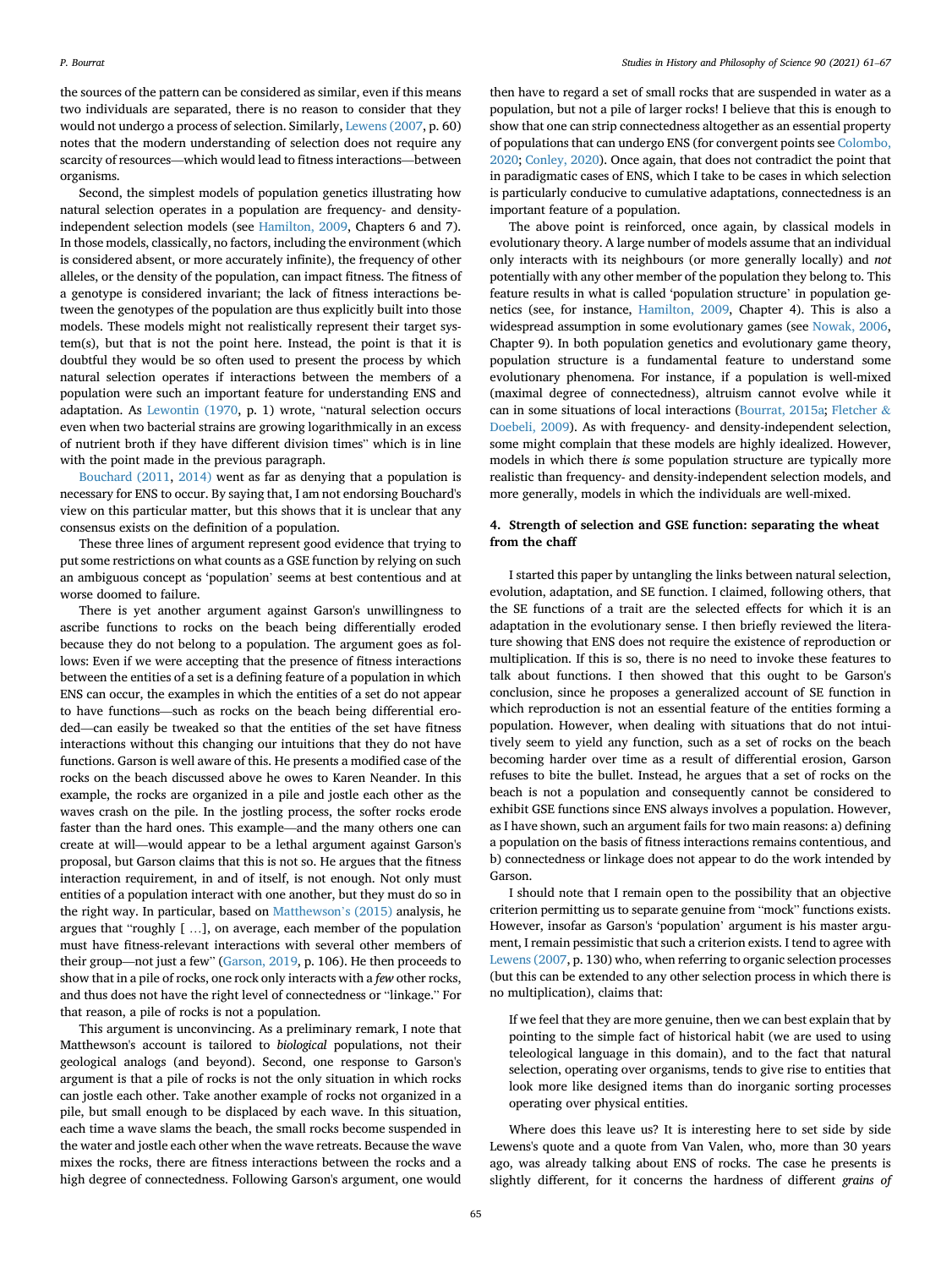the sources of the pattern can be considered as similar, even if this means two individuals are separated, there is no reason to consider that they would not undergo a process of selection. Similarly, Lewens (2007, p. 60) notes that the modern understanding of selection does not require any scarcity of resources—which would lead to fitness interactions—between organisms.

Second, the simplest models of population genetics illustrating how natural selection operates in a population are frequency- and density-independent selection models (see Hamilton, 2009, Chapters 6 and 7). In those models, classically, no factors, including the environment (which is considered absent, or more accurately infinite), the frequency of other alleles, or the density of the population, can impact fitness. The fitness of a genotype is considered invariant; the lack of fitness interactions between the genotypes of the population are thus explicitly built into those models. These models might not realistically represent their target system(s), but that is not the point here. Instead, the point is that it is doubtful they would be so often used to present the process by which natural selection operates if interactions between the members of a population were such an important feature for understanding ENS and adaptation. As Lewontin (1970, p. 1) wrote, "natural selection occurs even when two bacterial strains are growing logarithmically in an excess of nutrient broth if they have different division times" which is in line with the point made in the previous paragraph.

Bouchard (2011, 2014) went as far as denying that a population is necessary for ENS to occur. By saying that, I am not endorsing Bouchard's view on this particular matter, but this shows that it is unclear that any consensus exists on the definition of a population.

These three lines of argument represent good evidence that trying to put some restrictions on what counts as a GSE function by relying on such an ambiguous concept as 'population' seems at best contentious and at worse doomed to failure.

There is yet another argument against Garson's unwillingness to ascribe functions to rocks on the beach being differentially eroded because they do not belong to a population. The argument goes as follows: Even if we were accepting that the presence of fitness interactions between the entities of a set is a defining feature of a population in which ENS can occur, the examples in which the entities of a set do not appear to have functions—such as rocks on the beach being differential eroded—can easily be tweaked so that the entities of the set have fitness interactions without this changing our intuitions that they do not have functions. Garson is well aware of this. He presents a modified case of the rocks on the beach discussed above he owes to Karen Neander. In this example, the rocks are organized in a pile and jostle each other as the waves crash on the pile. In the jostling process, the softer rocks erode faster than the hard ones. This example—and the many others one can create at will—would appear to be a lethal argument against Garson's proposal, but Garson claims that this is not so. He argues that the fitness interaction requirement, in and of itself, is not enough. Not only must entities of a population interact with one another, but they must do so in the right way. In particular, based on Matthewson's (2015) analysis, he argues that "roughly [ …], on average, each member of the population must have fitness-relevant interactions with several other members of their group—not just a few" (Garson, 2019, p. 106). He then proceeds to show that in a pile of rocks, one rock only interacts with a *few* other rocks, and thus does not have the right level of connectedness or "linkage." For that reason, a pile of rocks is not a population.

This argument is unconvincing. As a preliminary remark, I note that Matthewson's account is tailored to *biological* populations, not their geological analogs (and beyond). Second, one response to Garson's argument is that a pile of rocks is not the only situation in which rocks can jostle each other. Take another example of rocks not organized in a pile, but small enough to be displaced by each wave. In this situation, each time a wave slams the beach, the small rocks become suspended in the water and jostle each other when the wave retreats. Because the wave mixes the rocks, there are fitness interactions between the rocks and a high degree of connectedness. Following Garson's argument, one would then have to regard a set of small rocks that are suspended in water as a population, but not a pile of larger rocks! I believe that this is enough to show that one can strip connectedness altogether as an essential property of populations that can undergo ENS (for convergent points see Colombo, 2020; Conley, 2020). Once again, that does not contradict the point that in paradigmatic cases of ENS, which I take to be cases in which selection is particularly conducive to cumulative adaptations, connectedness is an important feature of a population.

The above point is reinforced, once again, by classical models in evolutionary theory. A large number of models assume that an individual only interacts with its neighbours (or more generally locally) and *not* potentially with any other member of the population they belong to. This feature results in what is called 'population structure' in population genetics (see, for instance, Hamilton, 2009, Chapter 4). This is also a widespread assumption in some evolutionary games (see Nowak, 2006, Chapter 9). In both population genetics and evolutionary game theory, population structure is a fundamental feature to understand some evolutionary phenomena. For instance, if a population is well-mixed (maximal degree of connectedness), altruism cannot evolve while it can in some situations of local interactions (Bourrat, 2015a; Fletcher & Doebeli, 2009). As with frequency- and density-independent selection, some might complain that these models are highly idealized. However, models in which there *is* some population structure are typically more realistic than frequency- and density-independent selection models, and more generally, models in which the individuals are well-mixed.

## 4. Strength of selection and GSE function: separating the wheat from the chaff

I started this paper by untangling the links between natural selection, evolution, adaptation, and SE function. I claimed, following others, that the SE functions of a trait are the selected effects for which it is an adaptation in the evolutionary sense. I then briefly reviewed the literature showing that ENS does not require the existence of reproduction or multiplication. If this is so, there is no need to invoke these features to talk about functions. I then showed that this ought to be Garson's conclusion, since he proposes a generalized account of SE function in which reproduction is not an essential feature of the entities forming a population. However, when dealing with situations that do not intuitively seem to yield any function, such as a set of rocks on the beach becoming harder over time as a result of differential erosion, Garson refuses to bite the bullet. Instead, he argues that a set of rocks on the beach is not a population and consequently cannot be considered to exhibit GSE functions since ENS always involves a population. However, as I have shown, such an argument fails for two main reasons: a) defining a population on the basis of fitness interactions remains contentious, and b) connectedness or linkage does not appear to do the work intended by Garson.

I should note that I remain open to the possibility that an objective criterion permitting us to separate genuine from "mock" functions exists. However, insofar as Garson's 'population' argument is his master argument, I remain pessimistic that such a criterion exists. I tend to agree with Lewens (2007, p. 130) who, when referring to organic selection processes (but this can be extended to any other selection process in which there is no multiplication), claims that:

> If we feel that they are more genuine, then we can best explain that by pointing to the simple fact of historical habit (we are used to using teleological language in this domain), and to the fact that natural selection, operating over organisms, tends to give rise to entities that look more like designed items than do inorganic sorting processes operating over physical entities.

Where does this leave us? It is interesting here to set side by side Lewens's quote and a quote from Van Valen, who, more than 30 years ago, was already talking about ENS of rocks. The case he presents is slightly different, for it concerns the hardness of different *grains of*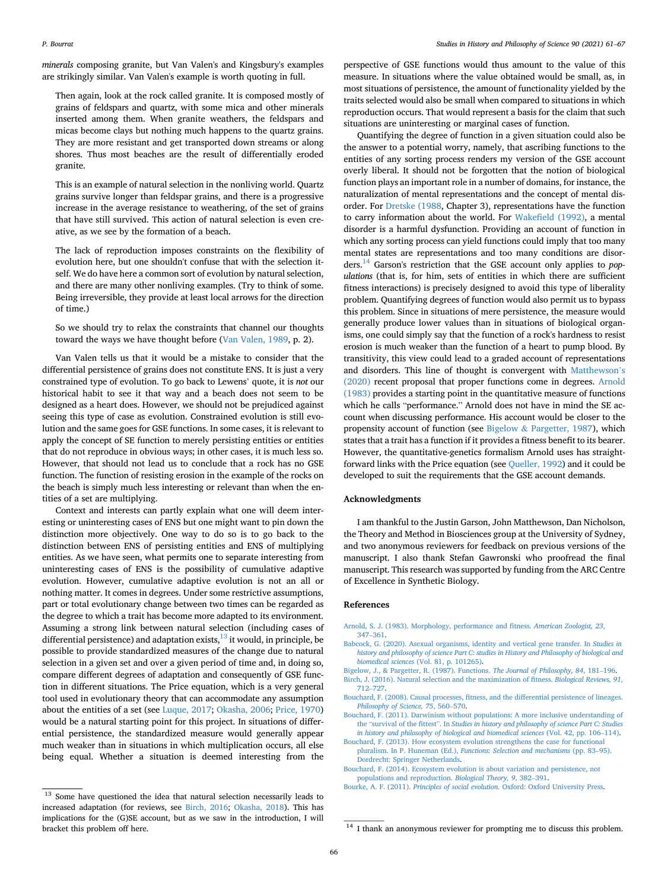*minerals* composing granite, but Van Valen's and Kingsbury's examples are strikingly similar. Van Valen's example is worth quoting in full.

> Then again, look at the rock called granite. It is composed mostly of grains of feldspars and quartz, with some mica and other minerals inserted among them. When granite weathers, the feldspars and micas become clays but nothing much happens to the quartz grains. They are more resistant and get transported down streams or along shores. Thus most beaches are the result of differentially eroded granite.
>
> This is an example of natural selection in the nonliving world. Quartz grains survive longer than feldspar grains, and there is a progressive increase in the average resistance to weathering, of the set of grains that have still survived. This action of natural selection is even creative, as we see by the formation of a beach.
>
> The lack of reproduction imposes constraints on the flexibility of evolution here, but one shouldn't confuse that with the selection itself. We do have here a common sort of evolution by natural selection, and there are many other nonliving examples. (Try to think of some. Being irreversible, they provide at least local arrows for the direction of time.)
>
> So we should try to relax the constraints that channel our thoughts toward the ways we have thought before (Van Valen, 1989, p. 2).

Van Valen tells us that it would be a mistake to consider that the differential persistence of grains does not constitute ENS. It is just a very constrained type of evolution. To go back to Lewens' quote, it is *not* our historical habit to see it that way and a beach does not seem to be designed as a heart does. However, we should not be prejudiced against seeing this type of case as evolution. Constrained evolution is still evolution and the same goes for GSE functions. In some cases, it is relevant to apply the concept of SE function to merely persisting entities or entities that do not reproduce in obvious ways; in other cases, it is much less so. However, that should not lead us to conclude that a rock has no GSE function. The function of resisting erosion in the example of the rocks on the beach is simply much less interesting or relevant than when the entities of a set are multiplying.

Context and interests can partly explain what one will deem interesting or uninteresting cases of ENS but one might want to pin down the distinction more objectively. One way to do so is to go back to the distinction between ENS of persisting entities and ENS of multiplying entities. As we have seen, what permits one to separate interesting from uninteresting cases of ENS is the possibility of cumulative adaptive evolution. However, cumulative adaptive evolution is not an all or nothing matter. It comes in degrees. Under some restrictive assumptions, part or total evolutionary change between two times can be regarded as the degree to which a trait has become more adapted to its environment. Assuming a strong link between natural selection (including cases of differential persistence) and adaptation exists,[13] it would, in principle, be possible to provide standardized measures of the change due to natural selection in a given set and over a given period of time and, in doing so, compare different degrees of adaptation and consequently of GSE function in different situations. The Price equation, which is a very general tool used in evolutionary theory that can accommodate any assumption about the entities of a set (see Luque, 2017; Okasha, 2006; Price, 1970) would be a natural starting point for this project. In situations of differential persistence, the standardized measure would generally appear much weaker than in situations in which multiplication occurs, all else being equal. Whether a situation is deemed interesting from the perspective of GSE functions would thus amount to the value of this measure. In situations where the value obtained would be small, as, in most situations of persistence, the amount of functionality yielded by the traits selected would also be small when compared to situations in which reproduction occurs. That would represent a basis for the claim that such situations are uninteresting or marginal cases of function.

Quantifying the degree of function in a given situation could also be the answer to a potential worry, namely, that ascribing functions to the entities of any sorting process renders my version of the GSE account overly liberal. It should not be forgotten that the notion of biological function plays an important role in a number of domains, for instance, the naturalization of mental representations and the concept of mental disorder. For Dretske (1988, Chapter 3), representations have the function to carry information about the world. For Wakefield (1992), a mental disorder is a harmful dysfunction. Providing an account of function in which any sorting process can yield functions could imply that too many mental states are representations and too many conditions are disorders.[14] Garson's restriction that the GSE account only applies to *populations* (that is, for him, sets of entities in which there are sufficient fitness interactions) is precisely designed to avoid this type of liberality problem. Quantifying degrees of function would also permit us to bypass this problem. Since in situations of mere persistence, the measure would generally produce lower values than in situations of biological organisms, one could simply say that the function of a rock's hardness to resist erosion is much weaker than the function of a heart to pump blood. By transitivity, this view could lead to a graded account of representations and disorders. This line of thought is convergent with Matthewson's (2020) recent proposal that proper functions come in degrees. Arnold (1983) provides a starting point in the quantitative measure of functions which he calls "performance." Arnold does not have in mind the SE account when discussing performance. His account would be closer to the propensity account of function (see Bigelow & Pargetter, 1987), which states that a trait has a function if it provides a fitness benefit to its bearer. However, the quantitative-genetics formalism Arnold uses has straightforward links with the Price equation (see Queller, 1992) and it could be developed to suit the requirements that the GSE account demands.

## Acknowledgments

I am thankful to the Justin Garson, John Matthewson, Dan Nicholson, the Theory and Method in Biosciences group at the University of Sydney, and two anonymous reviewers for feedback on previous versions of the manuscript. I also thank Stefan Gawronski who proofread the final manuscript. This research was supported by funding from the ARC Centre of Excellence in Synthetic Biology.

## References

Arnold, S. J. (1983). Morphology, performance and fitness. *American Zoologist, 23*, 347–361.

Babcock, G. (2020). Asexual organisms, identity and vertical gene transfer. In *Studies in history and philosophy of science Part C: studies in History and Philosophy of biological and biomedical sciences* (Vol. 81, p. 101265).

Bigelow, J., & Pargetter, R. (1987). Functions. *The Journal of Philosophy, 84*, 181–196.

Birch, J. (2016). Natural selection and the maximization of fitness. *Biological Reviews, 91*, 712–727.

Bouchard, F. (2008). Causal processes, fitness, and the differential persistence of lineages. *Philosophy of Science, 75*, 560–570.

Bouchard, F. (2011). Darwinism without populations: A more inclusive understanding of the "survival of the fittest". In *Studies in history and philosophy of science Part C: Studies in history and philosophy of biological and biomedical sciences* (Vol. 42, pp. 106–114).

Bouchard, F. (2013). How ecosystem evolution strengthens the case for functional pluralism. In P. Huneman (Ed.), *Functions: Selection and mechanisms* (pp. 83–95). Dordrecht: Springer Netherlands.

Bouchard, F. (2014). Ecosystem evolution is about variation and persistence, not populations and reproduction. *Biological Theory, 9*, 382–391.

Bourke, A. F. (2011). *Principles of social evolution*. Oxford: Oxford University Press.

---

[13] Some have questioned the idea that natural selection necessarily leads to increased adaptation (for reviews, see Birch, 2016; Okasha, 2018). This has implications for the (G)SE account, but as we saw in the introduction, I will bracket this problem off here.

[14] I thank an anonymous reviewer for prompting me to discuss this problem.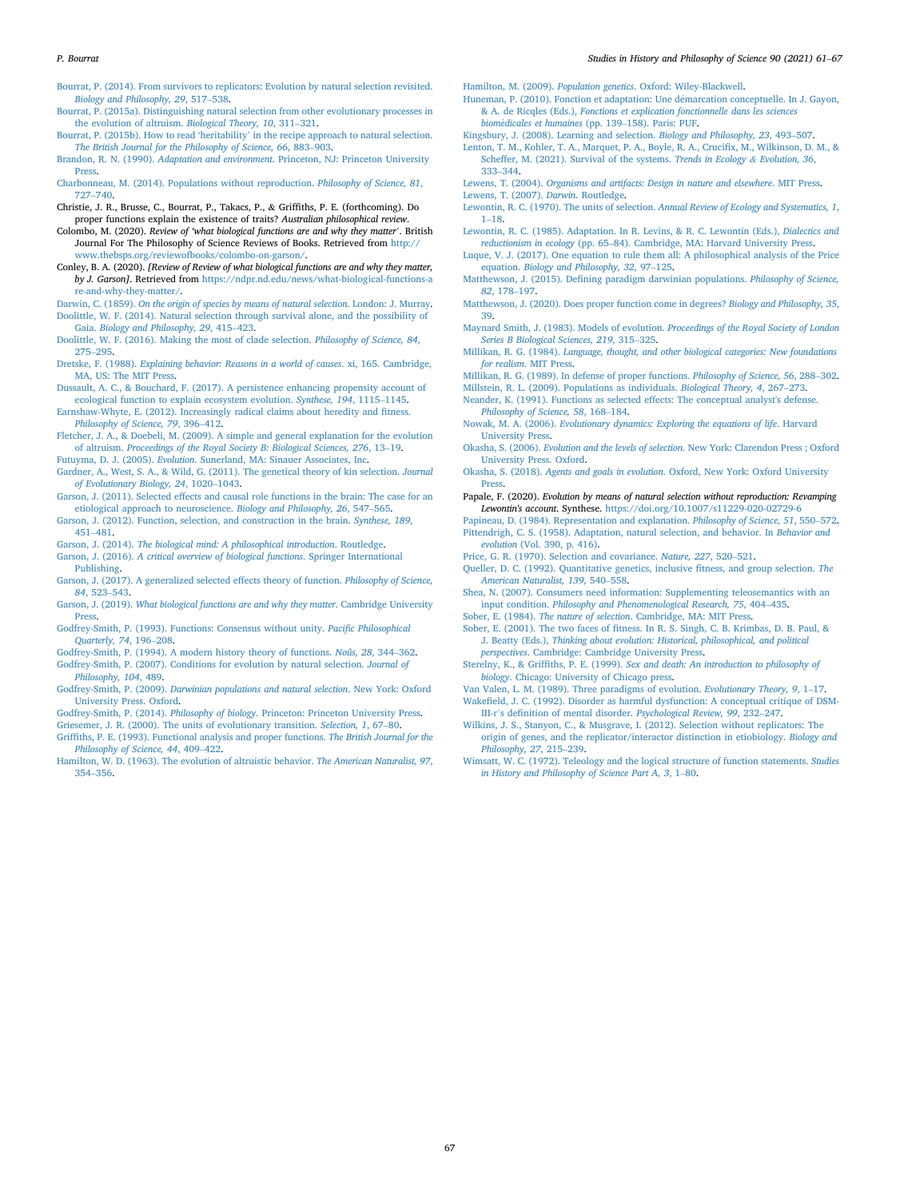Bourrat, P. (2014). From survivors to replicators: Evolution by natural selection revisited. *Biology and Philosophy, 29*, 517–538.

Bourrat, P. (2015a). Distinguishing natural selection from other evolutionary processes in the evolution of altruism. *Biological Theory, 10*, 311–321.

Bourrat, P. (2015b). How to read 'heritability' in the recipe approach to natural selection. *The British Journal for the Philosophy of Science, 66*, 883–903.

Brandon, R. N. (1990). *Adaptation and environment*. Princeton, NJ: Princeton University Press.

Charbonneau, M. (2014). Populations without reproduction. *Philosophy of Science, 81*, 727–740.

Christie, J. R., Brusse, C., Bourrat, P., Takacs, P., & Griffiths, P. E. (forthcoming). Do proper functions explain the existence of traits? *Australian philosophical review*.

Colombo, M. (2020). *Review of 'what biological functions are and why they matter'*. British Journal For The Philosophy of Science Reviews of Books. Retrieved from http://www.thebsps.org/reviewofbooks/colombo-on-garson/.

Conley, B. A. (2020). *[Review of Review of what biological functions are and why they matter, by J. Garson]*. Retrieved from https://ndpr.nd.edu/news/what-biological-functions-are-and-why-they-matter/.

Darwin, C. (1859). *On the origin of species by means of natural selection*. London: J. Murray.

Doolittle, W. F. (2014). Natural selection through survival alone, and the possibility of Gaia. *Biology and Philosophy, 29*, 415–423.

Doolittle, W. F. (2016). Making the most of clade selection. *Philosophy of Science, 84*, 275–295.

Dretske, F. (1988). *Explaining behavior: Reasons in a world of causes*. xi, 165. Cambridge, MA, US: The MIT Press.

Dussault, A. C., & Bouchard, F. (2017). A persistence enhancing propensity account of ecological function to explain ecosystem evolution. *Synthese, 194*, 1115–1145.

Earnshaw-Whyte, E. (2012). Increasingly radical claims about heredity and fitness. *Philosophy of Science, 79*, 396–412.

Fletcher, J. A., & Doebeli, M. (2009). A simple and general explanation for the evolution of altruism. *Proceedings of the Royal Society B: Biological Sciences, 276*, 13–19.

Futuyma, D. J. (2005). *Evolution*. Sunerland, MA: Sinauer Associates, Inc.

Gardner, A., West, S. A., & Wild, G. (2011). The genetical theory of kin selection. *Journal of Evolutionary Biology, 24*, 1020–1043.

Garson, J. (2011). Selected effects and causal role functions in the brain: The case for an etiological approach to neuroscience. *Biology and Philosophy, 26*, 547–565.

Garson, J. (2012). Function, selection, and construction in the brain. *Synthese, 189*, 451–481.

Garson, J. (2014). *The biological mind: A philosophical introduction*. Routledge.

Garson, J. (2016). *A critical overview of biological functions*. Springer International Publishing.

Garson, J. (2017). A generalized selected effects theory of function. *Philosophy of Science, 84*, 523–543.

Garson, J. (2019). *What biological functions are and why they matter*. Cambridge University Press.

Godfrey-Smith, P. (1993). Functions: Consensus without unity. *Pacific Philosophical Quarterly, 74*, 196–208.

Godfrey-Smith, P. (1994). A modern history theory of functions. *Noûs, 28*, 344–362.

Godfrey-Smith, P. (2007). Conditions for evolution by natural selection. *Journal of Philosophy, 104*, 489.

Godfrey-Smith, P. (2009). *Darwinian populations and natural selection*. New York: Oxford University Press. Oxford.

Godfrey-Smith, P. (2014). *Philosophy of biology*. Princeton: Princeton University Press.

Griesemer, J. R. (2000). The units of evolutionary transition. *Selection, 1*, 67–80.

Griffiths, P. E. (1993). Functional analysis and proper functions. *The British Journal for the Philosophy of Science, 44*, 409–422.

Hamilton, W. D. (1963). The evolution of altruistic behavior. *The American Naturalist, 97*, 354–356.

Hamilton, M. (2009). *Population genetics*. Oxford: Wiley-Blackwell.

Huneman, P. (2010). Fonction et adaptation: Une démarcation conceptuelle. In J. Gayon, & A. de Ricqles (Eds.), *Fonctions et explication fonctionnelle dans les sciences biomédicales et humaines* (pp. 139–158). Paris: PUF.

Kingsbury, J. (2008). Learning and selection. *Biology and Philosophy, 23*, 493–507.

Lenton, T. M., Kohler, T. A., Marquet, P. A., Boyle, R. A., Crucifix, M., Wilkinson, D. M., & Scheffer, M. (2021). Survival of the systems. *Trends in Ecology & Evolution, 36*, 333–344.

Lewens, T. (2004). *Organisms and artifacts: Design in nature and elsewhere*. MIT Press.

Lewens, T. (2007). *Darwin*. Routledge.

Lewontin, R. C. (1970). The units of selection. *Annual Review of Ecology and Systematics, 1*, 1–18.

Lewontin, R. C. (1985). Adaptation. In R. Levins, & R. C. Lewontin (Eds.), *Dialectics and reductionism in ecology* (pp. 65–84). Cambridge, MA: Harvard University Press.

Luque, V. J. (2017). One equation to rule them all: A philosophical analysis of the Price equation. *Biology and Philosophy, 32*, 97–125.

Matthewson, J. (2015). Defining paradigm darwinian populations. *Philosophy of Science, 82*, 178–197.

Matthewson, J. (2020). Does proper function come in degrees? *Biology and Philosophy, 35*, 39.

Maynard Smith, J. (1983). Models of evolution. *Proceedings of the Royal Society of London Series B Biological Sciences, 219*, 315–325.

Millikan, R. G. (1984). *Language, thought, and other biological categories: New foundations for realism*. MIT Press.

Millikan, R. G. (1989). In defense of proper functions. *Philosophy of Science, 56*, 288–302.

Millstein, R. L. (2009). Populations as individuals. *Biological Theory, 4*, 267–273.

Neander, K. (1991). Functions as selected effects: The conceptual analyst's defense. *Philosophy of Science, 58*, 168–184.

Nowak, M. A. (2006). *Evolutionary dynamics: Exploring the equations of life*. Harvard University Press.

Okasha, S. (2006). *Evolution and the levels of selection*. New York: Clarendon Press ; Oxford University Press. Oxford.

Okasha, S. (2018). *Agents and goals in evolution*. Oxford, New York: Oxford University Press.

Papale, F. (2020). *Evolution by means of natural selection without reproduction: Revamping Lewontin's account*. Synthese. https://doi.org/10.1007/s11229-020-02729-6

Papineau, D. (1984). Representation and explanation. *Philosophy of Science, 51*, 550–572.

Pittendrigh, C. S. (1958). Adaptation, natural selection, and behavior. In *Behavior and evolution* (Vol. 390, p. 416).

Price, G. R. (1970). Selection and covariance. *Nature, 227*, 520–521.

Queller, D. C. (1992). Quantitative genetics, inclusive fitness, and group selection. *The American Naturalist, 139*, 540–558.

Shea, N. (2007). Consumers need information: Supplementing teleosemantics with an input condition. *Philosophy and Phenomenological Research, 75*, 404–435.

Sober, E. (1984). *The nature of selection*. Cambridge, MA: MIT Press.

Sober, E. (2001). The two faces of fitness. In R. S. Singh, C. B. Krimbas, D. B. Paul, & J. Beatty (Eds.), *Thinking about evolution: Historical, philosophical, and political perspectives*. Cambridge: Cambridge University Press.

Sterelny, K., & Griffiths, P. E. (1999). *Sex and death: An introduction to philosophy of biology*. Chicago: University of Chicago press.

Van Valen, L. M. (1989). Three paradigms of evolution. *Evolutionary Theory, 9*, 1–17.

Wakefield, J. C. (1992). Disorder as harmful dysfunction: A conceptual critique of DSM-III-r's definition of mental disorder. *Psychological Review, 99*, 232–247.

Wilkins, J. S., Stanyon, C., & Musgrave, I. (2012). Selection without replicators: The origin of genes, and the replicator/interactor distinction in etiobiology. *Biology and Philosophy, 27*, 215–239.

Wimsatt, W. C. (1972). Teleology and the logical structure of function statements. *Studies in History and Philosophy of Science Part A, 3*, 1–80.